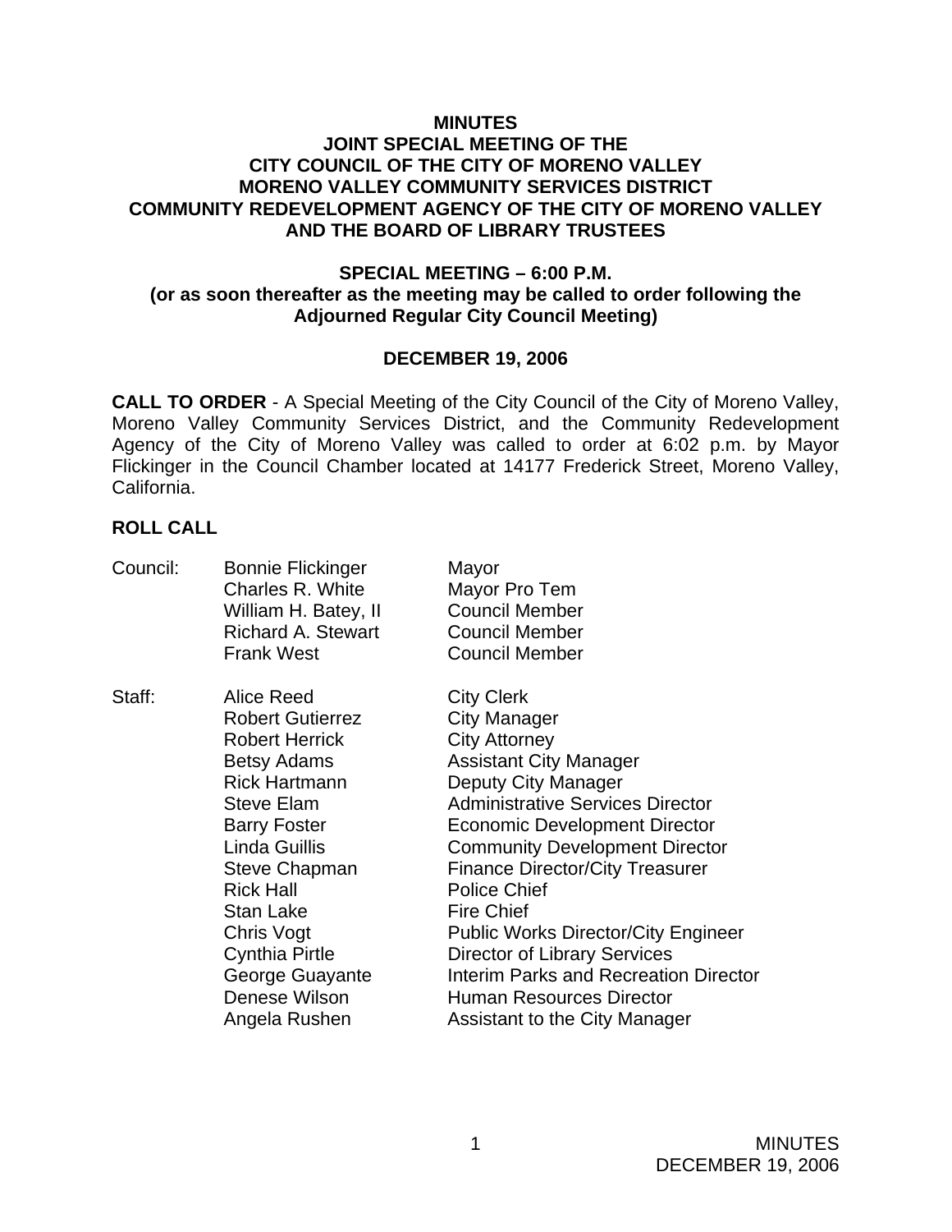# MINUTES
## JOINT SPECIAL MEETING OF THE CITY COUNCIL OF THE CITY OF MORENO VALLEY MORENO VALLEY COMMUNITY SERVICES DISTRICT COMMUNITY REDEVELOPMENT AGENCY OF THE CITY OF MORENO VALLEY AND THE BOARD OF LIBRARY TRUSTEES

### SPECIAL MEETING – 6:00 P.M.
### (or as soon thereafter as the meeting may be called to order following the Adjourned Regular City Council Meeting)

### DECEMBER 19, 2006

**CALL TO ORDER** - A Special Meeting of the City Council of the City of Moreno Valley, Moreno Valley Community Services District, and the Community Redevelopment Agency of the City of Moreno Valley was called to order at 6:02 p.m. by Mayor Flickinger in the Council Chamber located at 14177 Frederick Street, Moreno Valley, California.

**ROLL CALL**

| | | |
|---|---|---|
| Council: | Bonnie Flickinger | Mayor |
| | Charles R. White | Mayor Pro Tem |
| | William H. Batey, II | Council Member |
| | Richard A. Stewart | Council Member |
| | Frank West | Council Member |
| Staff: | Alice Reed | City Clerk |
| | Robert Gutierrez | City Manager |
| | Robert Herrick | City Attorney |
| | Betsy Adams | Assistant City Manager |
| | Rick Hartmann | Deputy City Manager |
| | Steve Elam | Administrative Services Director |
| | Barry Foster | Economic Development Director |
| | Linda Guillis | Community Development Director |
| | Steve Chapman | Finance Director/City Treasurer |
| | Rick Hall | Police Chief |
| | Stan Lake | Fire Chief |
| | Chris Vogt | Public Works Director/City Engineer |
| | Cynthia Pirtle | Director of Library Services |
| | George Guayante | Interim Parks and Recreation Director |
| | Denese Wilson | Human Resources Director |
| | Angela Rushen | Assistant to the City Manager |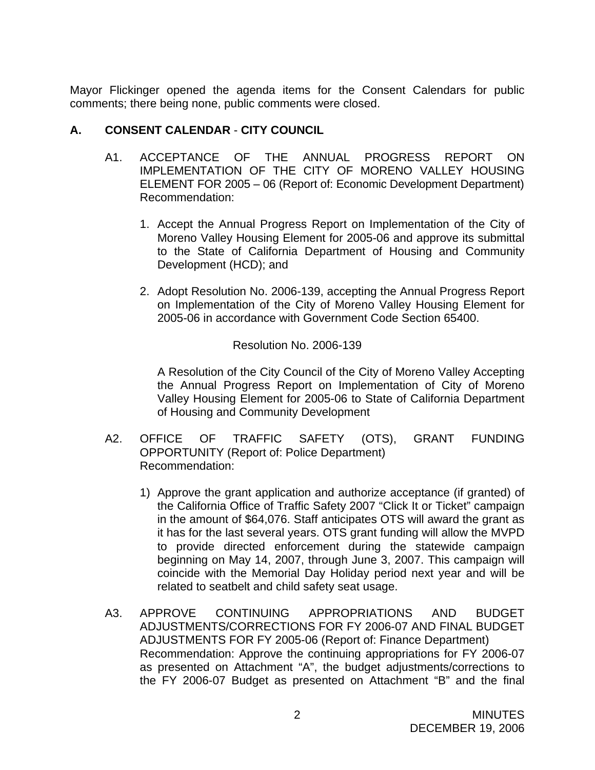Mayor Flickinger opened the agenda items for the Consent Calendars for public comments; there being none, public comments were closed.

## A. CONSENT CALENDAR - CITY COUNCIL

A1. ACCEPTANCE OF THE ANNUAL PROGRESS REPORT ON IMPLEMENTATION OF THE CITY OF MORENO VALLEY HOUSING ELEMENT FOR 2005 – 06 (Report of: Economic Development Department)
Recommendation:

1. Accept the Annual Progress Report on Implementation of the City of Moreno Valley Housing Element for 2005-06 and approve its submittal to the State of California Department of Housing and Community Development (HCD); and

2. Adopt Resolution No. 2006-139, accepting the Annual Progress Report on Implementation of the City of Moreno Valley Housing Element for 2005-06 in accordance with Government Code Section 65400.

Resolution No. 2006-139

A Resolution of the City Council of the City of Moreno Valley Accepting the Annual Progress Report on Implementation of City of Moreno Valley Housing Element for 2005-06 to State of California Department of Housing and Community Development

A2. OFFICE OF TRAFFIC SAFETY (OTS), GRANT FUNDING OPPORTUNITY (Report of: Police Department)
Recommendation:

1) Approve the grant application and authorize acceptance (if granted) of the California Office of Traffic Safety 2007 "Click It or Ticket" campaign in the amount of $64,076. Staff anticipates OTS will award the grant as it has for the last several years. OTS grant funding will allow the MVPD to provide directed enforcement during the statewide campaign beginning on May 14, 2007, through June 3, 2007. This campaign will coincide with the Memorial Day Holiday period next year and will be related to seatbelt and child safety seat usage.

A3. APPROVE CONTINUING APPROPRIATIONS AND BUDGET ADJUSTMENTS/CORRECTIONS FOR FY 2006-07 AND FINAL BUDGET ADJUSTMENTS FOR FY 2005-06 (Report of: Finance Department)
Recommendation: Approve the continuing appropriations for FY 2006-07 as presented on Attachment "A", the budget adjustments/corrections to the FY 2006-07 Budget as presented on Attachment "B" and the final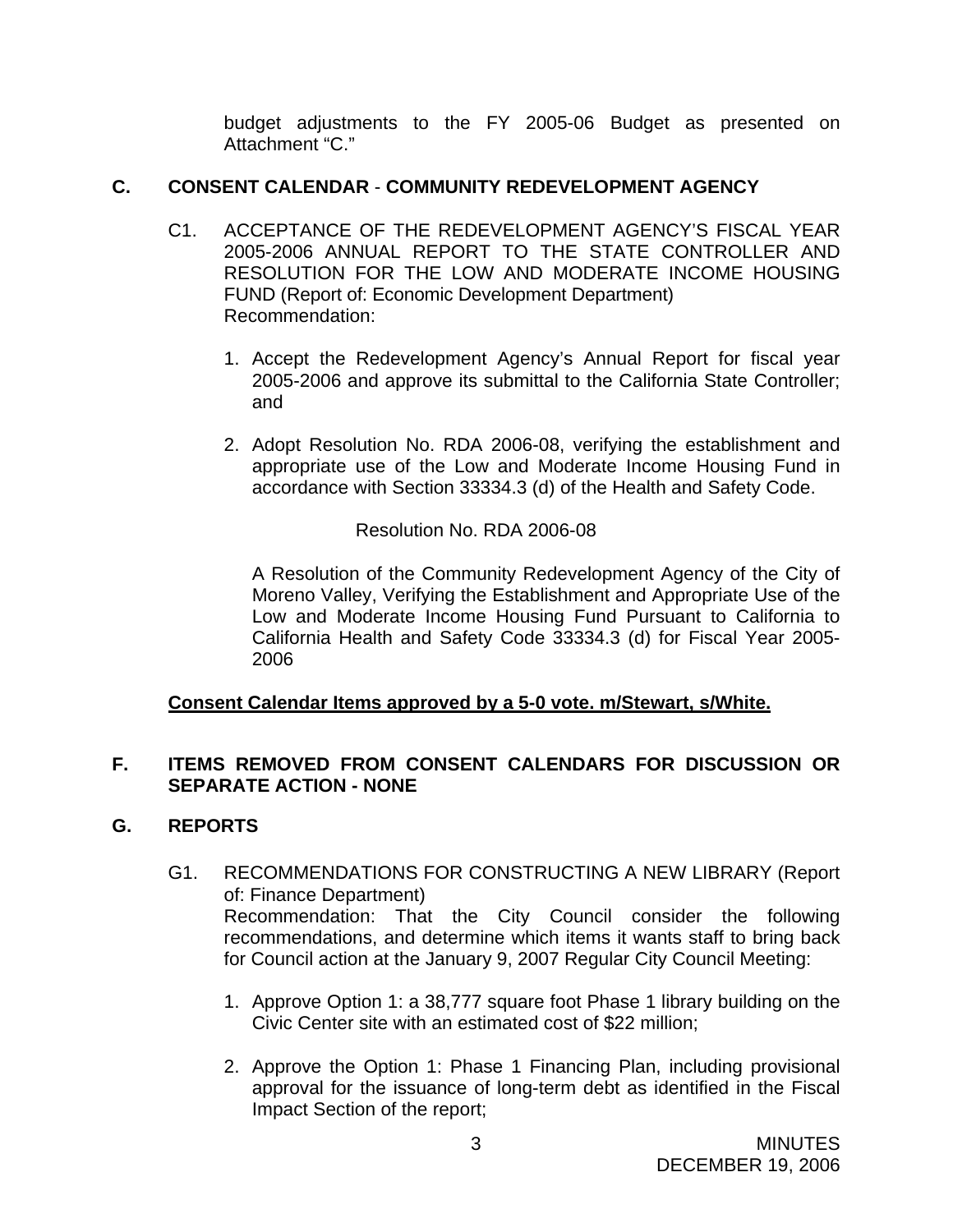budget adjustments to the FY 2005-06 Budget as presented on Attachment "C."

## C. CONSENT CALENDAR - COMMUNITY REDEVELOPMENT AGENCY

C1. ACCEPTANCE OF THE REDEVELOPMENT AGENCY'S FISCAL YEAR 2005-2006 ANNUAL REPORT TO THE STATE CONTROLLER AND RESOLUTION FOR THE LOW AND MODERATE INCOME HOUSING FUND (Report of: Economic Development Department)
Recommendation:

1. Accept the Redevelopment Agency's Annual Report for fiscal year 2005-2006 and approve its submittal to the California State Controller; and

2. Adopt Resolution No. RDA 2006-08, verifying the establishment and appropriate use of the Low and Moderate Income Housing Fund in accordance with Section 33334.3 (d) of the Health and Safety Code.

Resolution No. RDA 2006-08

A Resolution of the Community Redevelopment Agency of the City of Moreno Valley, Verifying the Establishment and Appropriate Use of the Low and Moderate Income Housing Fund Pursuant to California to California Health and Safety Code 33334.3 (d) for Fiscal Year 2005-2006

**Consent Calendar Items approved by a 5-0 vote. m/Stewart, s/White.**

## F. ITEMS REMOVED FROM CONSENT CALENDARS FOR DISCUSSION OR SEPARATE ACTION - NONE

## G. REPORTS

G1. RECOMMENDATIONS FOR CONSTRUCTING A NEW LIBRARY (Report of: Finance Department)
Recommendation: That the City Council consider the following recommendations, and determine which items it wants staff to bring back for Council action at the January 9, 2007 Regular City Council Meeting:

1. Approve Option 1: a 38,777 square foot Phase 1 library building on the Civic Center site with an estimated cost of $22 million;

2. Approve the Option 1: Phase 1 Financing Plan, including provisional approval for the issuance of long-term debt as identified in the Fiscal Impact Section of the report;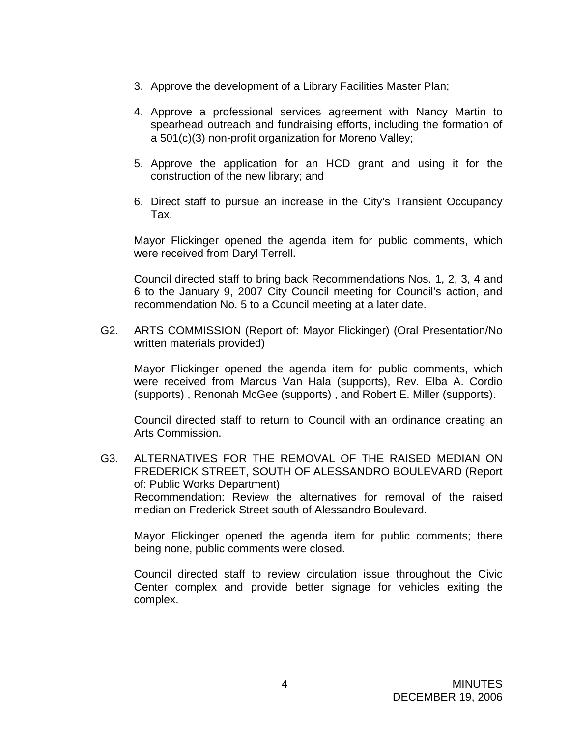3. Approve the development of a Library Facilities Master Plan;

4. Approve a professional services agreement with Nancy Martin to spearhead outreach and fundraising efforts, including the formation of a 501(c)(3) non-profit organization for Moreno Valley;

5. Approve the application for an HCD grant and using it for the construction of the new library; and

6. Direct staff to pursue an increase in the City's Transient Occupancy Tax.

Mayor Flickinger opened the agenda item for public comments, which were received from Daryl Terrell.

Council directed staff to bring back Recommendations Nos. 1, 2, 3, 4 and 6 to the January 9, 2007 City Council meeting for Council's action, and recommendation No. 5 to a Council meeting at a later date.

G2. ARTS COMMISSION (Report of: Mayor Flickinger) (Oral Presentation/No written materials provided)

Mayor Flickinger opened the agenda item for public comments, which were received from Marcus Van Hala (supports), Rev. Elba A. Cordio (supports) , Renonah McGee (supports) , and Robert E. Miller (supports).

Council directed staff to return to Council with an ordinance creating an Arts Commission.

G3. ALTERNATIVES FOR THE REMOVAL OF THE RAISED MEDIAN ON FREDERICK STREET, SOUTH OF ALESSANDRO BOULEVARD (Report of: Public Works Department)
Recommendation: Review the alternatives for removal of the raised median on Frederick Street south of Alessandro Boulevard.

Mayor Flickinger opened the agenda item for public comments; there being none, public comments were closed.

Council directed staff to review circulation issue throughout the Civic Center complex and provide better signage for vehicles exiting the complex.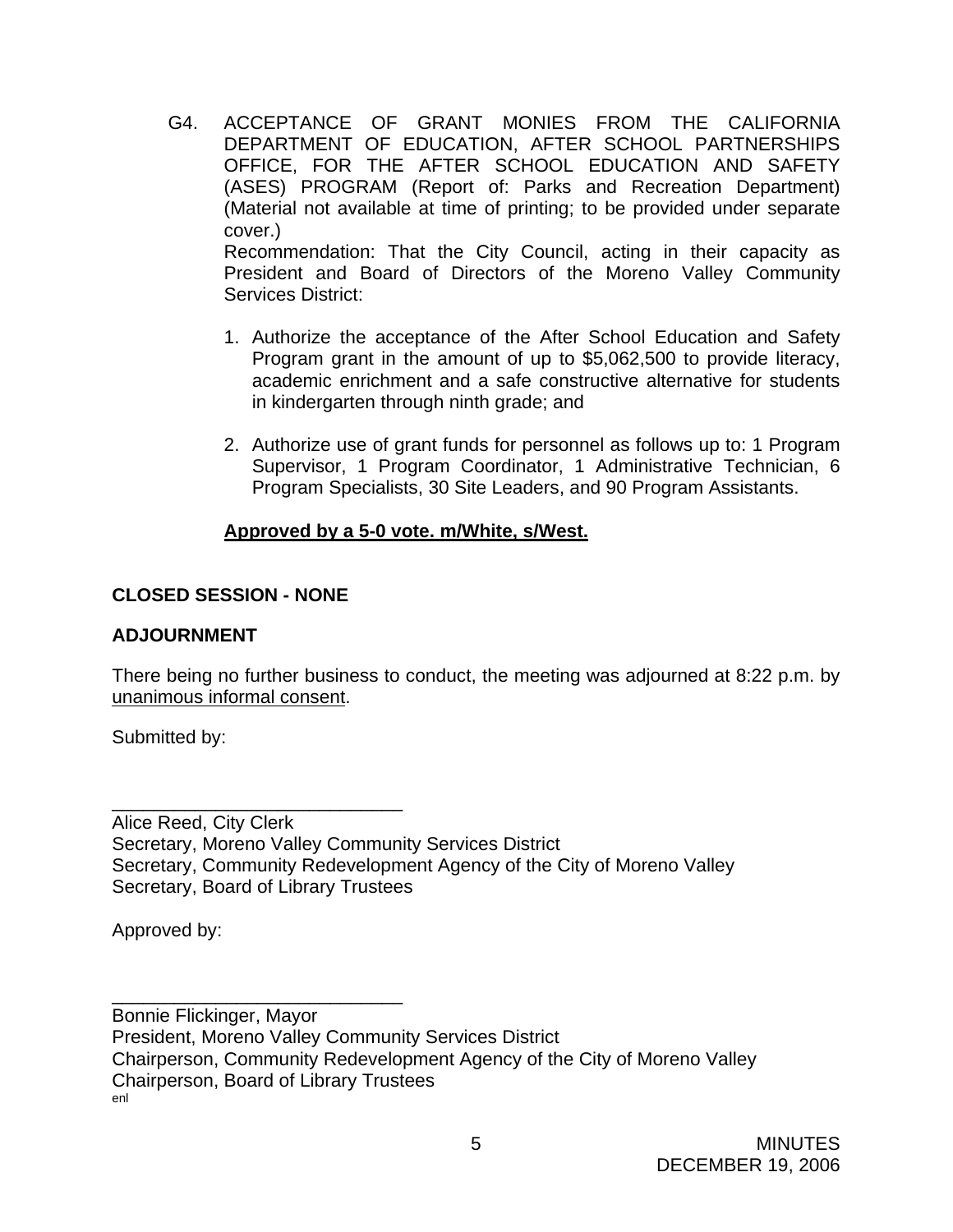G4. ACCEPTANCE OF GRANT MONIES FROM THE CALIFORNIA DEPARTMENT OF EDUCATION, AFTER SCHOOL PARTNERSHIPS OFFICE, FOR THE AFTER SCHOOL EDUCATION AND SAFETY (ASES) PROGRAM (Report of: Parks and Recreation Department) (Material not available at time of printing; to be provided under separate cover.)

Recommendation: That the City Council, acting in their capacity as President and Board of Directors of the Moreno Valley Community Services District:

1. Authorize the acceptance of the After School Education and Safety Program grant in the amount of up to $5,062,500 to provide literacy, academic enrichment and a safe constructive alternative for students in kindergarten through ninth grade; and

2. Authorize use of grant funds for personnel as follows up to: 1 Program Supervisor, 1 Program Coordinator, 1 Administrative Technician, 6 Program Specialists, 30 Site Leaders, and 90 Program Assistants.

**Approved by a 5-0 vote. m/White, s/West.**

**CLOSED SESSION - NONE**

**ADJOURNMENT**

There being no further business to conduct, the meeting was adjourned at 8:22 p.m. by unanimous informal consent.

Submitted by:

\_\_\_\_\_\_\_\_\_\_\_\_\_\_\_\_\_\_\_\_\_\_\_\_\_\_\_\_\_\_

Alice Reed, City Clerk
Secretary, Moreno Valley Community Services District
Secretary, Community Redevelopment Agency of the City of Moreno Valley
Secretary, Board of Library Trustees

Approved by:

\_\_\_\_\_\_\_\_\_\_\_\_\_\_\_\_\_\_\_\_\_\_\_\_\_\_\_\_\_\_

Bonnie Flickinger, Mayor
President, Moreno Valley Community Services District
Chairperson, Community Redevelopment Agency of the City of Moreno Valley
Chairperson, Board of Library Trustees
enl